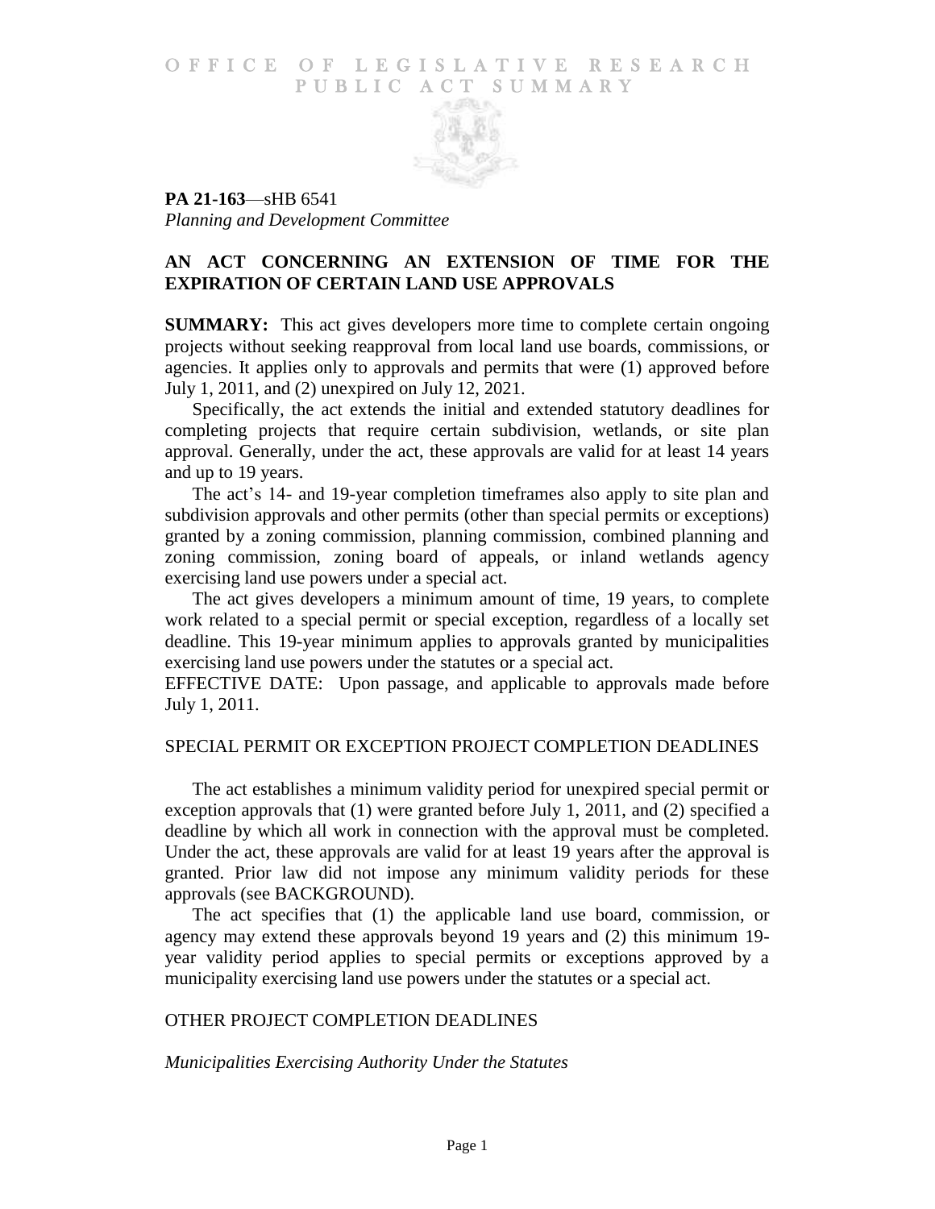# OFFICE OF LEGISLATIVE RESEARCH PUBLIC ACT SUMMARY

**PA 21-163**—sHB 6541
*Planning and Development Committee*

## AN ACT CONCERNING AN EXTENSION OF TIME FOR THE EXPIRATION OF CERTAIN LAND USE APPROVALS

**SUMMARY:** This act gives developers more time to complete certain ongoing projects without seeking reapproval from local land use boards, commissions, or agencies. It applies only to approvals and permits that were (1) approved before July 1, 2011, and (2) unexpired on July 12, 2021.

Specifically, the act extends the initial and extended statutory deadlines for completing projects that require certain subdivision, wetlands, or site plan approval. Generally, under the act, these approvals are valid for at least 14 years and up to 19 years.

The act's 14- and 19-year completion timeframes also apply to site plan and subdivision approvals and other permits (other than special permits or exceptions) granted by a zoning commission, planning commission, combined planning and zoning commission, zoning board of appeals, or inland wetlands agency exercising land use powers under a special act.

The act gives developers a minimum amount of time, 19 years, to complete work related to a special permit or special exception, regardless of a locally set deadline. This 19-year minimum applies to approvals granted by municipalities exercising land use powers under the statutes or a special act.

EFFECTIVE DATE: Upon passage, and applicable to approvals made before July 1, 2011.

## SPECIAL PERMIT OR EXCEPTION PROJECT COMPLETION DEADLINES

The act establishes a minimum validity period for unexpired special permit or exception approvals that (1) were granted before July 1, 2011, and (2) specified a deadline by which all work in connection with the approval must be completed. Under the act, these approvals are valid for at least 19 years after the approval is granted. Prior law did not impose any minimum validity periods for these approvals (see BACKGROUND).

The act specifies that (1) the applicable land use board, commission, or agency may extend these approvals beyond 19 years and (2) this minimum 19-year validity period applies to special permits or exceptions approved by a municipality exercising land use powers under the statutes or a special act.

## OTHER PROJECT COMPLETION DEADLINES

### *Municipalities Exercising Authority Under the Statutes*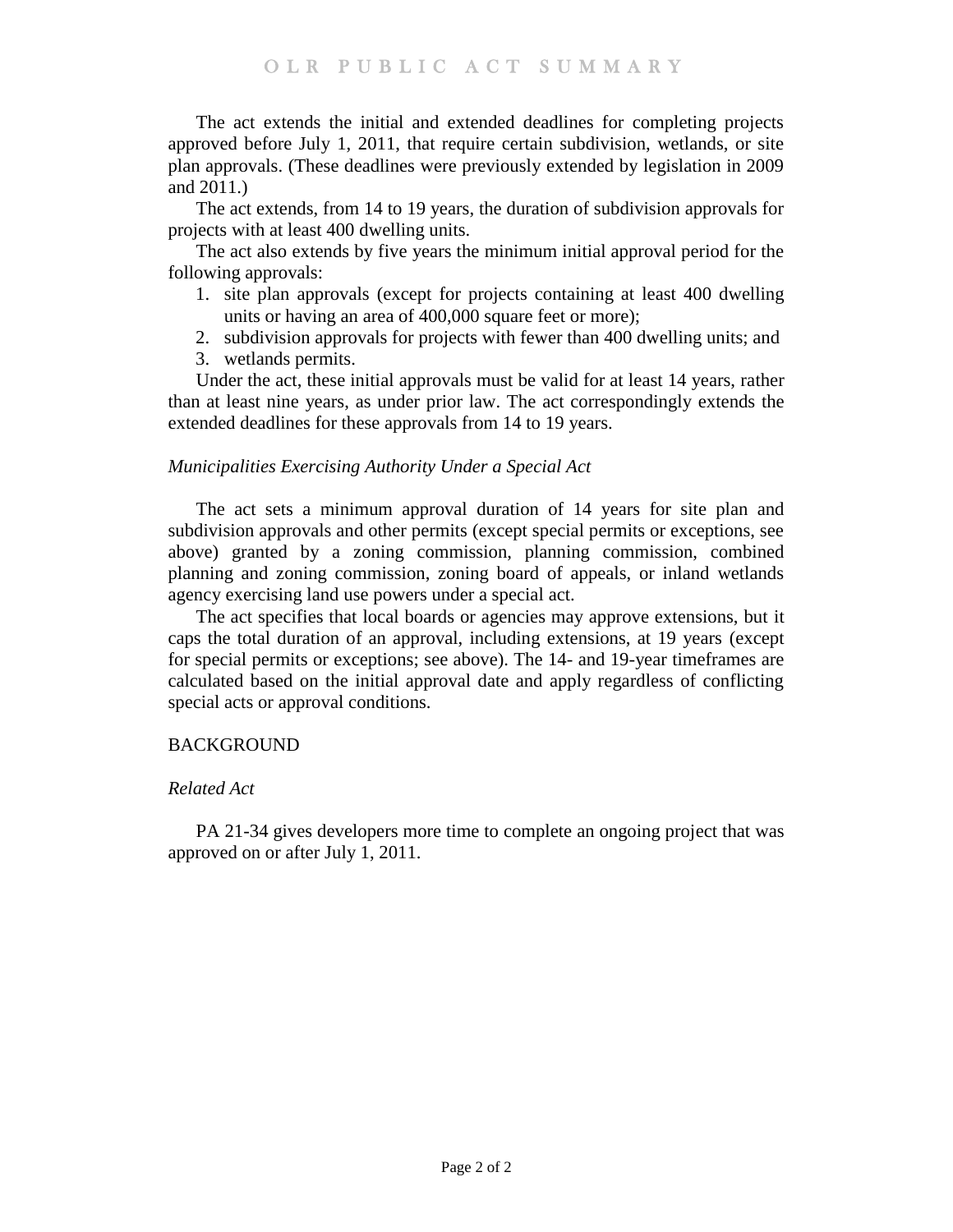The act extends the initial and extended deadlines for completing projects approved before July 1, 2011, that require certain subdivision, wetlands, or site plan approvals. (These deadlines were previously extended by legislation in 2009 and 2011.)

The act extends, from 14 to 19 years, the duration of subdivision approvals for projects with at least 400 dwelling units.

The act also extends by five years the minimum initial approval period for the following approvals:

1. site plan approvals (except for projects containing at least 400 dwelling units or having an area of 400,000 square feet or more);
2. subdivision approvals for projects with fewer than 400 dwelling units; and
3. wetlands permits.

Under the act, these initial approvals must be valid for at least 14 years, rather than at least nine years, as under prior law. The act correspondingly extends the extended deadlines for these approvals from 14 to 19 years.

### *Municipalities Exercising Authority Under a Special Act*

The act sets a minimum approval duration of 14 years for site plan and subdivision approvals and other permits (except special permits or exceptions, see above) granted by a zoning commission, planning commission, combined planning and zoning commission, zoning board of appeals, or inland wetlands agency exercising land use powers under a special act.

The act specifies that local boards or agencies may approve extensions, but it caps the total duration of an approval, including extensions, at 19 years (except for special permits or exceptions; see above). The 14- and 19-year timeframes are calculated based on the initial approval date and apply regardless of conflicting special acts or approval conditions.

## BACKGROUND

### *Related Act*

PA 21-34 gives developers more time to complete an ongoing project that was approved on or after July 1, 2011.